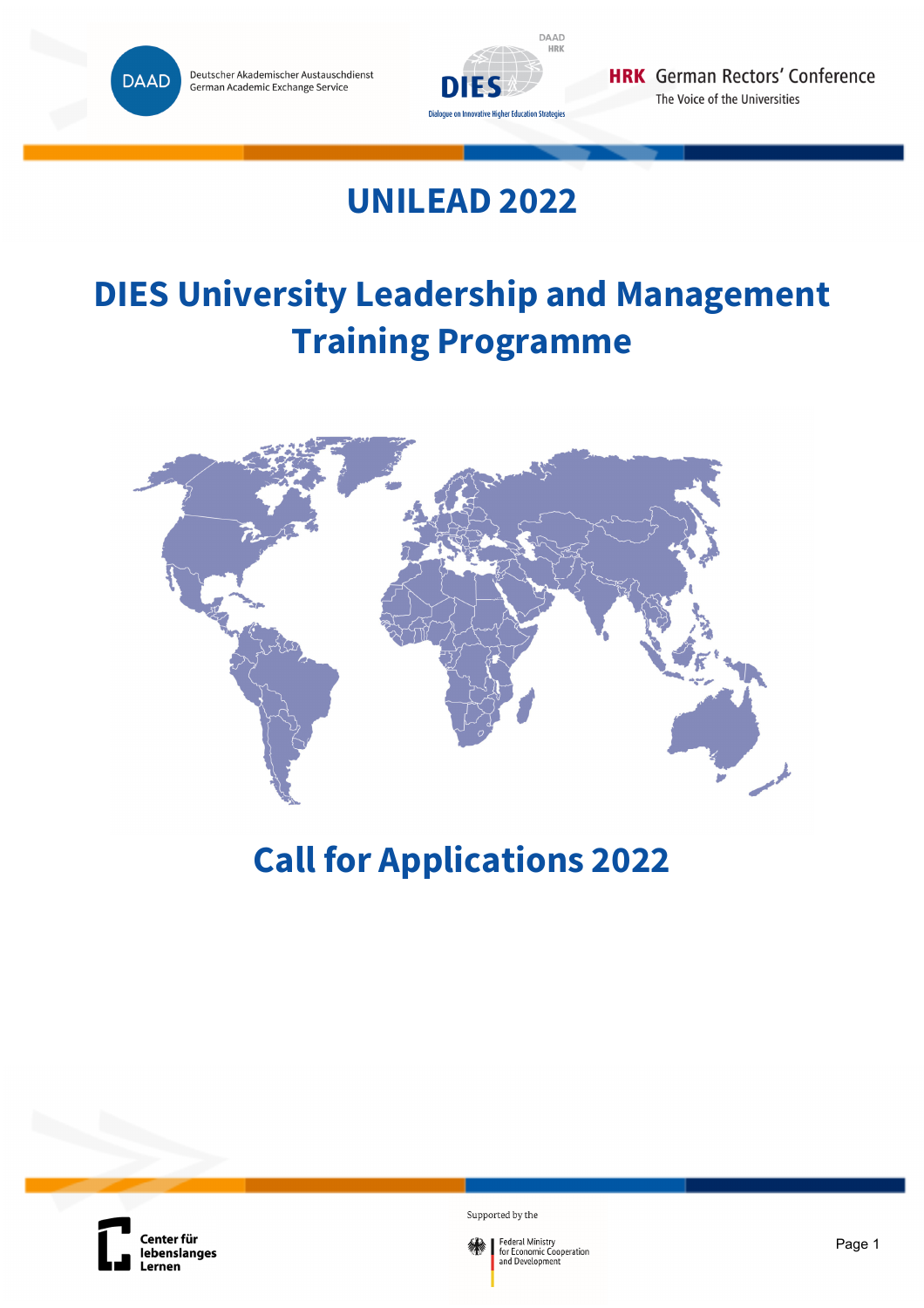Deutscher Akademischer Austauschdienst
German Academic Exchange Service

DIES — Dialogue on Innovative Higher Education Strategies

HRK German Rectors' Conference
The Voice of the Universities

# UNILEAD 2022

# DIES University Leadership and Management Training Programme

# Call for Applications 2022

Center für lebenslanges Lernen

Supported by the Federal Ministry for Economic Cooperation and Development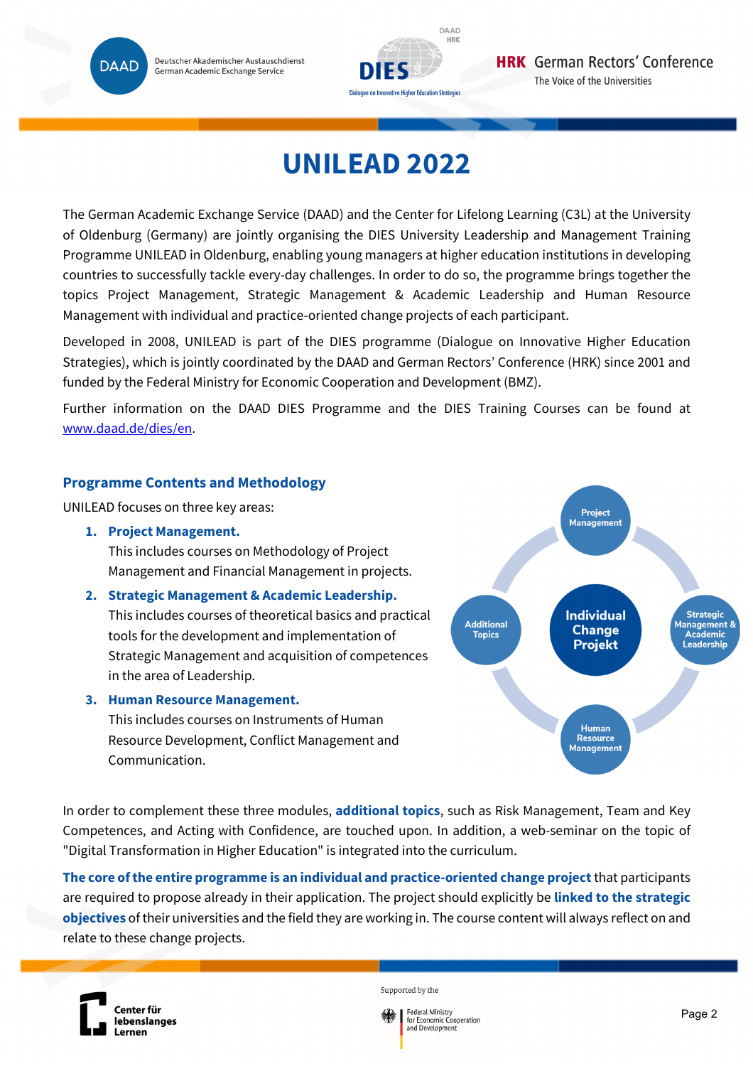# UNILEAD 2022

The German Academic Exchange Service (DAAD) and the Center for Lifelong Learning (C3L) at the University of Oldenburg (Germany) are jointly organising the DIES University Leadership and Management Training Programme UNILEAD in Oldenburg, enabling young managers at higher education institutions in developing countries to successfully tackle every-day challenges. In order to do so, the programme brings together the topics Project Management, Strategic Management & Academic Leadership and Human Resource Management with individual and practice-oriented change projects of each participant.

Developed in 2008, UNILEAD is part of the DIES programme (Dialogue on Innovative Higher Education Strategies), which is jointly coordinated by the DAAD and German Rectors' Conference (HRK) since 2001 and funded by the Federal Ministry for Economic Cooperation and Development (BMZ).

Further information on the DAAD DIES Programme and the DIES Training Courses can be found at [www.daad.de/dies/en](www.daad.de/dies/en).

## Programme Contents and Methodology

UNILEAD focuses on three key areas:

1. **Project Management.**
   This includes courses on Methodology of Project Management and Financial Management in projects.
2. **Strategic Management & Academic Leadership.**
   This includes courses of theoretical basics and practical tools for the development and implementation of Strategic Management and acquisition of competences in the area of Leadership.
3. **Human Resource Management.**
   This includes courses on Instruments of Human Resource Development, Conflict Management and Communication.

Project Management — Strategic Management & Academic Leadership — Human Resource Management — Additional Topics — Individual Change Projekt

In order to complement these three modules, **additional topics**, such as Risk Management, Team and Key Competences, and Acting with Confidence, are touched upon. In addition, a web-seminar on the topic of "Digital Transformation in Higher Education" is integrated into the curriculum.

**The core of the entire programme is an individual and practice-oriented change project** that participants are required to propose already in their application. The project should explicitly be **linked to the strategic objectives** of their universities and the field they are working in. The course content will always reflect on and relate to these change projects.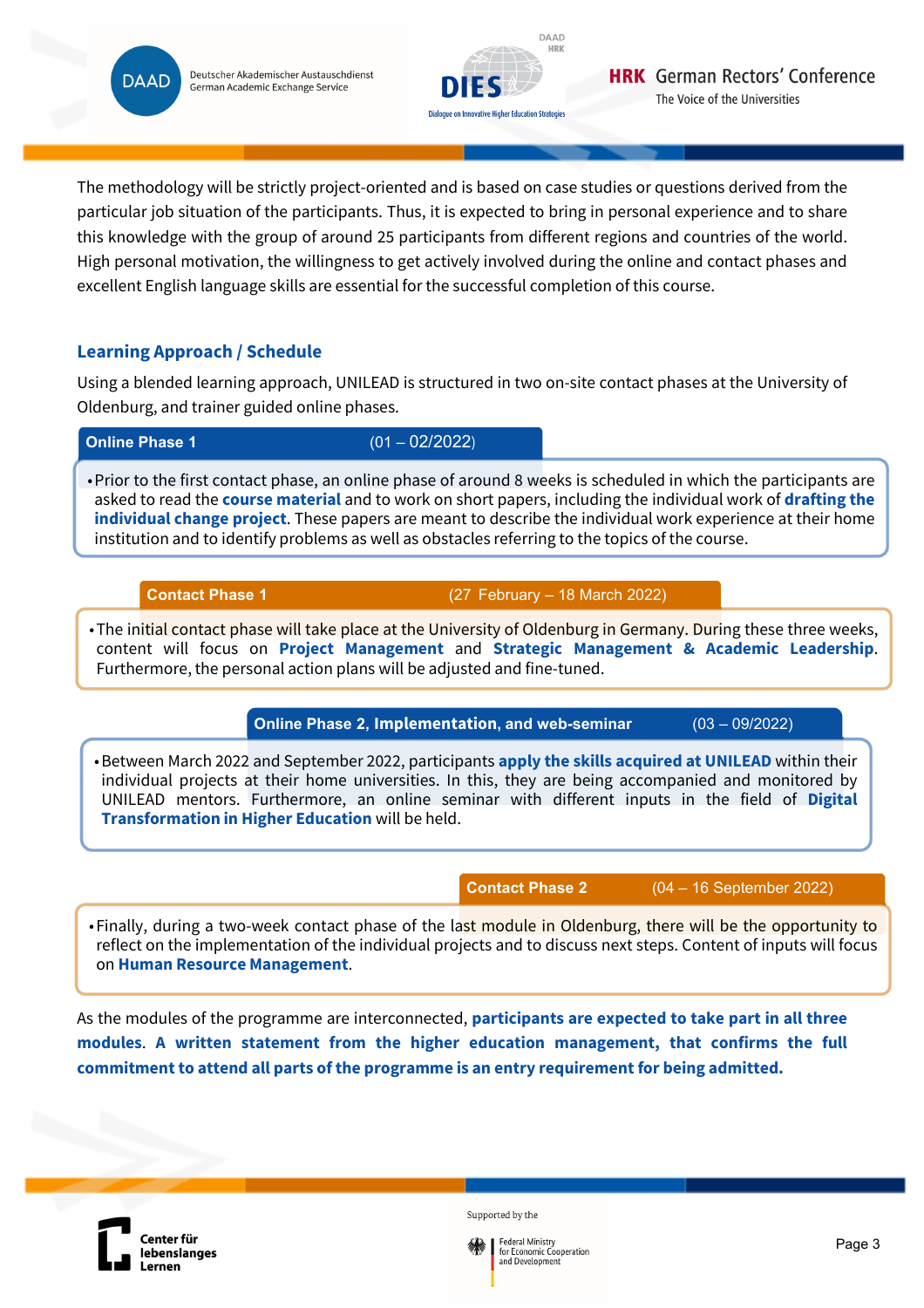The methodology will be strictly project-oriented and is based on case studies or questions derived from the particular job situation of the participants. Thus, it is expected to bring in personal experience and to share this knowledge with the group of around 25 participants from different regions and countries of the world. High personal motivation, the willingness to get actively involved during the online and contact phases and excellent English language skills are essential for the successful completion of this course.

## Learning Approach / Schedule

Using a blended learning approach, UNILEAD is structured in two on-site contact phases at the University of Oldenburg, and trainer guided online phases.

### Online Phase 1 (01 – 02/2022)

- Prior to the first contact phase, an online phase of around 8 weeks is scheduled in which the participants are asked to read the **course material** and to work on short papers, including the individual work of **drafting the individual change project**. These papers are meant to describe the individual work experience at their home institution and to identify problems as well as obstacles referring to the topics of the course.

### Contact Phase 1 (27 February – 18 March 2022)

- The initial contact phase will take place at the University of Oldenburg in Germany. During these three weeks, content will focus on **Project Management** and **Strategic Management & Academic Leadership**. Furthermore, the personal action plans will be adjusted and fine-tuned.

### Online Phase 2, Implementation, and web-seminar (03 – 09/2022)

- Between March 2022 and September 2022, participants **apply the skills acquired at UNILEAD** within their individual projects at their home universities. In this, they are being accompanied and monitored by UNILEAD mentors. Furthermore, an online seminar with different inputs in the field of **Digital Transformation in Higher Education** will be held.

### Contact Phase 2 (04 – 16 September 2022)

- Finally, during a two-week contact phase of the last module in Oldenburg, there will be the opportunity to reflect on the implementation of the individual projects and to discuss next steps. Content of inputs will focus on **Human Resource Management**.

As the modules of the programme are interconnected, **participants are expected to take part in all three modules. A written statement from the higher education management, that confirms the full commitment to attend all parts of the programme is an entry requirement for being admitted.**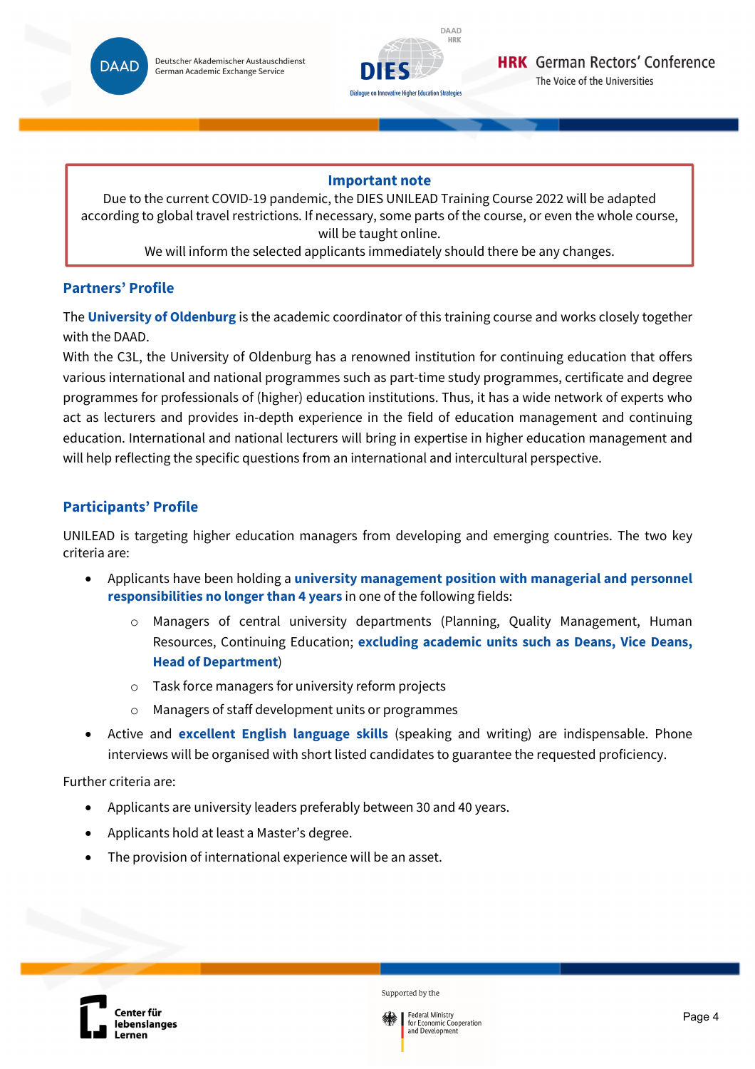**Important note**

Due to the current COVID-19 pandemic, the DIES UNILEAD Training Course 2022 will be adapted according to global travel restrictions. If necessary, some parts of the course, or even the whole course, will be taught online.
We will inform the selected applicants immediately should there be any changes.

## Partners' Profile

The **University of Oldenburg** is the academic coordinator of this training course and works closely together with the DAAD.
With the C3L, the University of Oldenburg has a renowned institution for continuing education that offers various international and national programmes such as part-time study programmes, certificate and degree programmes for professionals of (higher) education institutions. Thus, it has a wide network of experts who act as lecturers and provides in-depth experience in the field of education management and continuing education. International and national lecturers will bring in expertise in higher education management and will help reflecting the specific questions from an international and intercultural perspective.

## Participants' Profile

UNILEAD is targeting higher education managers from developing and emerging countries. The two key criteria are:

- Applicants have been holding a **university management position with managerial and personnel responsibilities no longer than 4 years** in one of the following fields:
  - Managers of central university departments (Planning, Quality Management, Human Resources, Continuing Education; **excluding academic units such as Deans, Vice Deans, Head of Department**)
  - Task force managers for university reform projects
  - Managers of staff development units or programmes
- Active and **excellent English language skills** (speaking and writing) are indispensable. Phone interviews will be organised with short listed candidates to guarantee the requested proficiency.

Further criteria are:

- Applicants are university leaders preferably between 30 and 40 years.
- Applicants hold at least a Master's degree.
- The provision of international experience will be an asset.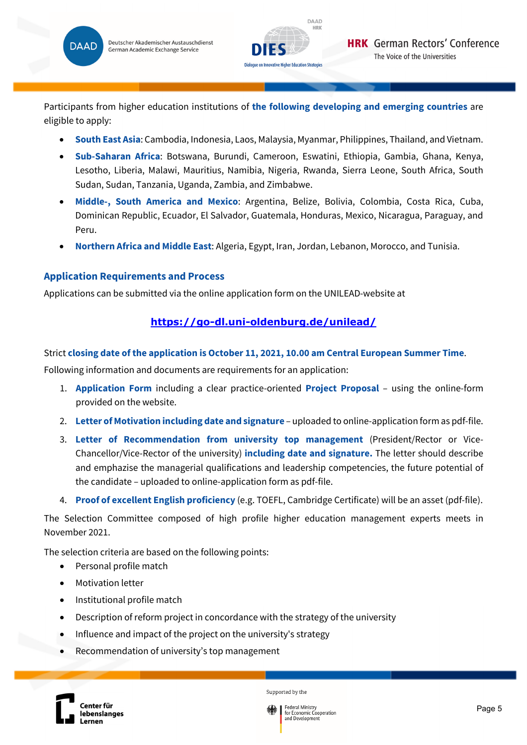Participants from higher education institutions of **the following developing and emerging countries** are eligible to apply:

- **South East Asia**: Cambodia, Indonesia, Laos, Malaysia, Myanmar, Philippines, Thailand, and Vietnam.
- **Sub-Saharan Africa**: Botswana, Burundi, Cameroon, Eswatini, Ethiopia, Gambia, Ghana, Kenya, Lesotho, Liberia, Malawi, Mauritius, Namibia, Nigeria, Rwanda, Sierra Leone, South Africa, South Sudan, Sudan, Tanzania, Uganda, Zambia, and Zimbabwe.
- **Middle-, South America and Mexico**: Argentina, Belize, Bolivia, Colombia, Costa Rica, Cuba, Dominican Republic, Ecuador, El Salvador, Guatemala, Honduras, Mexico, Nicaragua, Paraguay, and Peru.
- **Northern Africa and Middle East**: Algeria, Egypt, Iran, Jordan, Lebanon, Morocco, and Tunisia.

## Application Requirements and Process

Applications can be submitted via the online application form on the UNILEAD-website at

**https://go-dl.uni-oldenburg.de/unilead/**

Strict **closing date of the application is October 11, 2021, 10.00 am Central European Summer Time**.

Following information and documents are requirements for an application:

1. **Application Form** including a clear practice-oriented **Project Proposal** – using the online-form provided on the website.
2. **Letter of Motivation including date and signature** – uploaded to online-application form as pdf-file.
3. **Letter of Recommendation from university top management** (President/Rector or Vice-Chancellor/Vice-Rector of the university) **including date and signature.** The letter should describe and emphazise the managerial qualifications and leadership competencies, the future potential of the candidate – uploaded to online-application form as pdf-file.
4. **Proof of excellent English proficiency** (e.g. TOEFL, Cambridge Certificate) will be an asset (pdf-file).

The Selection Committee composed of high profile higher education management experts meets in November 2021.

The selection criteria are based on the following points:

- Personal profile match
- Motivation letter
- Institutional profile match
- Description of reform project in concordance with the strategy of the university
- Influence and impact of the project on the university's strategy
- Recommendation of university's top management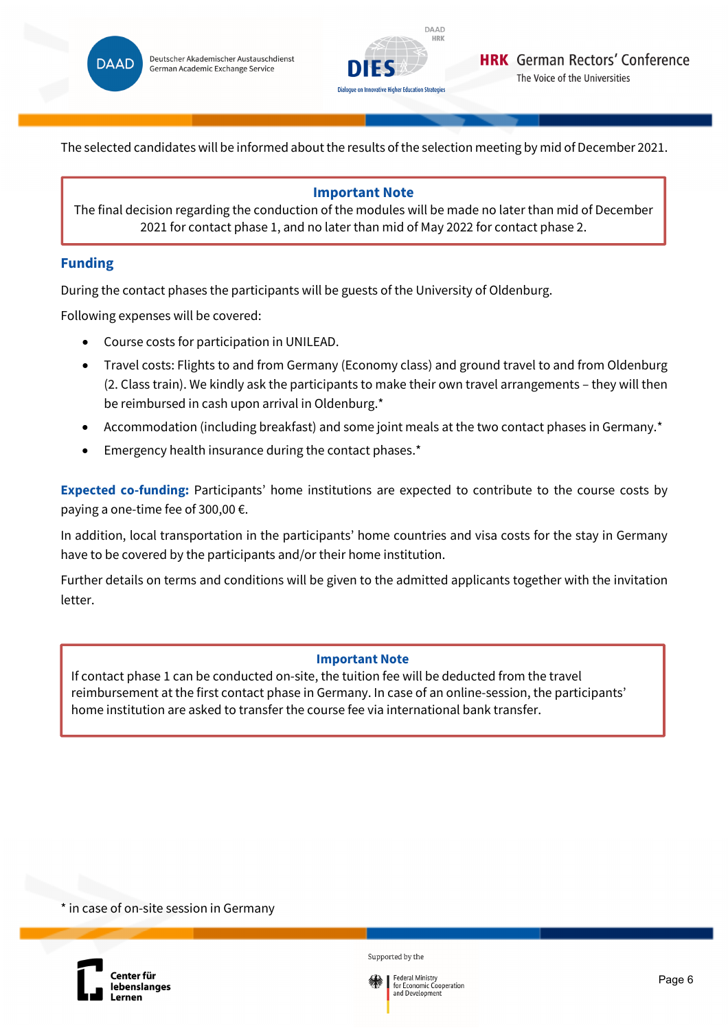The selected candidates will be informed about the results of the selection meeting by mid of December 2021.

> **Important Note**
> The final decision regarding the conduction of the modules will be made no later than mid of December 2021 for contact phase 1, and no later than mid of May 2022 for contact phase 2.

## Funding

During the contact phases the participants will be guests of the University of Oldenburg.

Following expenses will be covered:

- Course costs for participation in UNILEAD.
- Travel costs: Flights to and from Germany (Economy class) and ground travel to and from Oldenburg (2. Class train). We kindly ask the participants to make their own travel arrangements – they will then be reimbursed in cash upon arrival in Oldenburg.*
- Accommodation (including breakfast) and some joint meals at the two contact phases in Germany.*
- Emergency health insurance during the contact phases.*

**Expected co-funding:** Participants' home institutions are expected to contribute to the course costs by paying a one-time fee of 300,00 €.

In addition, local transportation in the participants' home countries and visa costs for the stay in Germany have to be covered by the participants and/or their home institution.

Further details on terms and conditions will be given to the admitted applicants together with the invitation letter.

> **Important Note**
> If contact phase 1 can be conducted on-site, the tuition fee will be deducted from the travel reimbursement at the first contact phase in Germany. In case of an online-session, the participants' home institution are asked to transfer the course fee via international bank transfer.

* in case of on-site session in Germany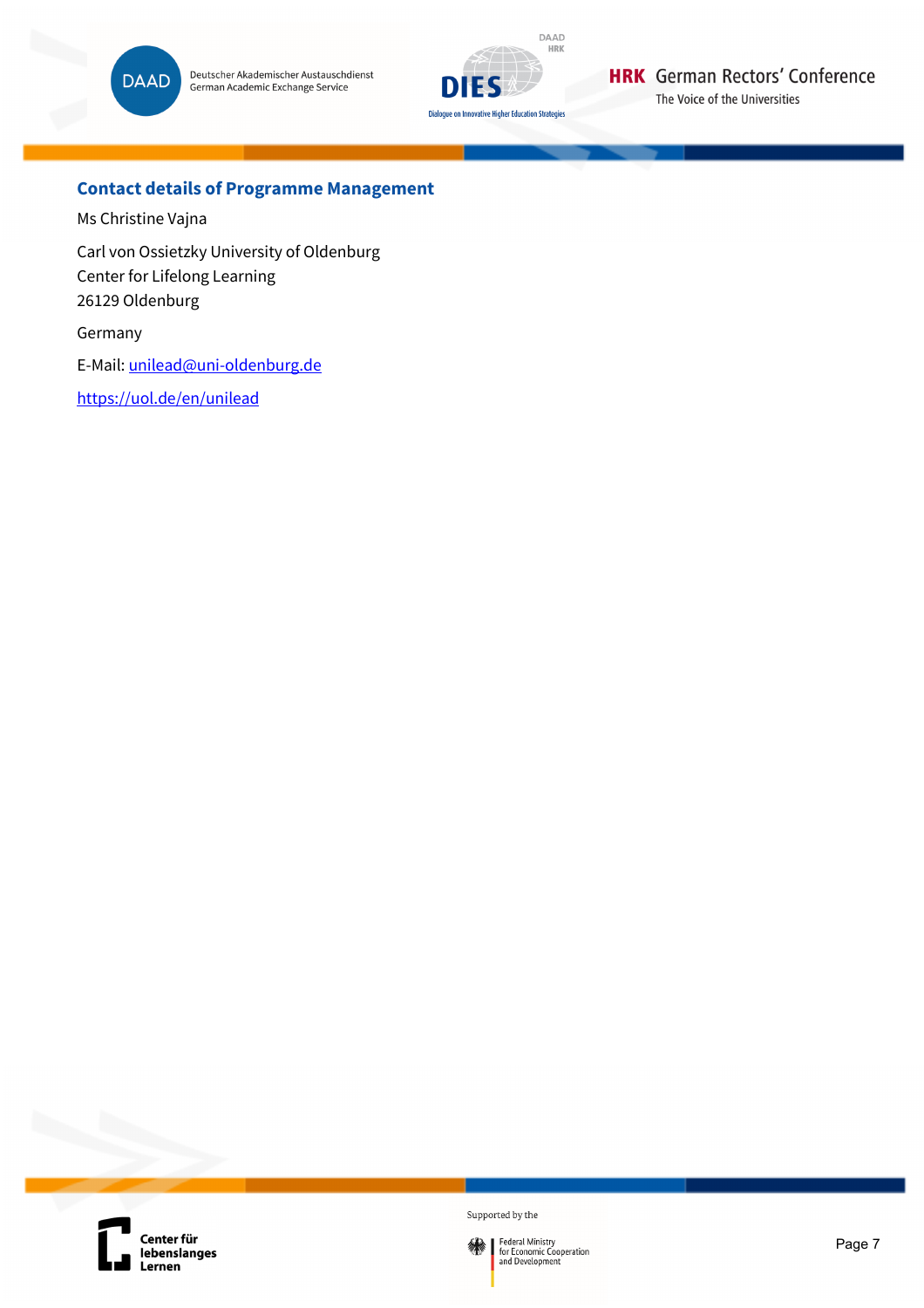## Contact details of Programme Management

Ms Christine Vajna

Carl von Ossietzky University of Oldenburg
Center for Lifelong Learning
26129 Oldenburg

Germany

E-Mail: unilead@uni-oldenburg.de

https://uol.de/en/unilead